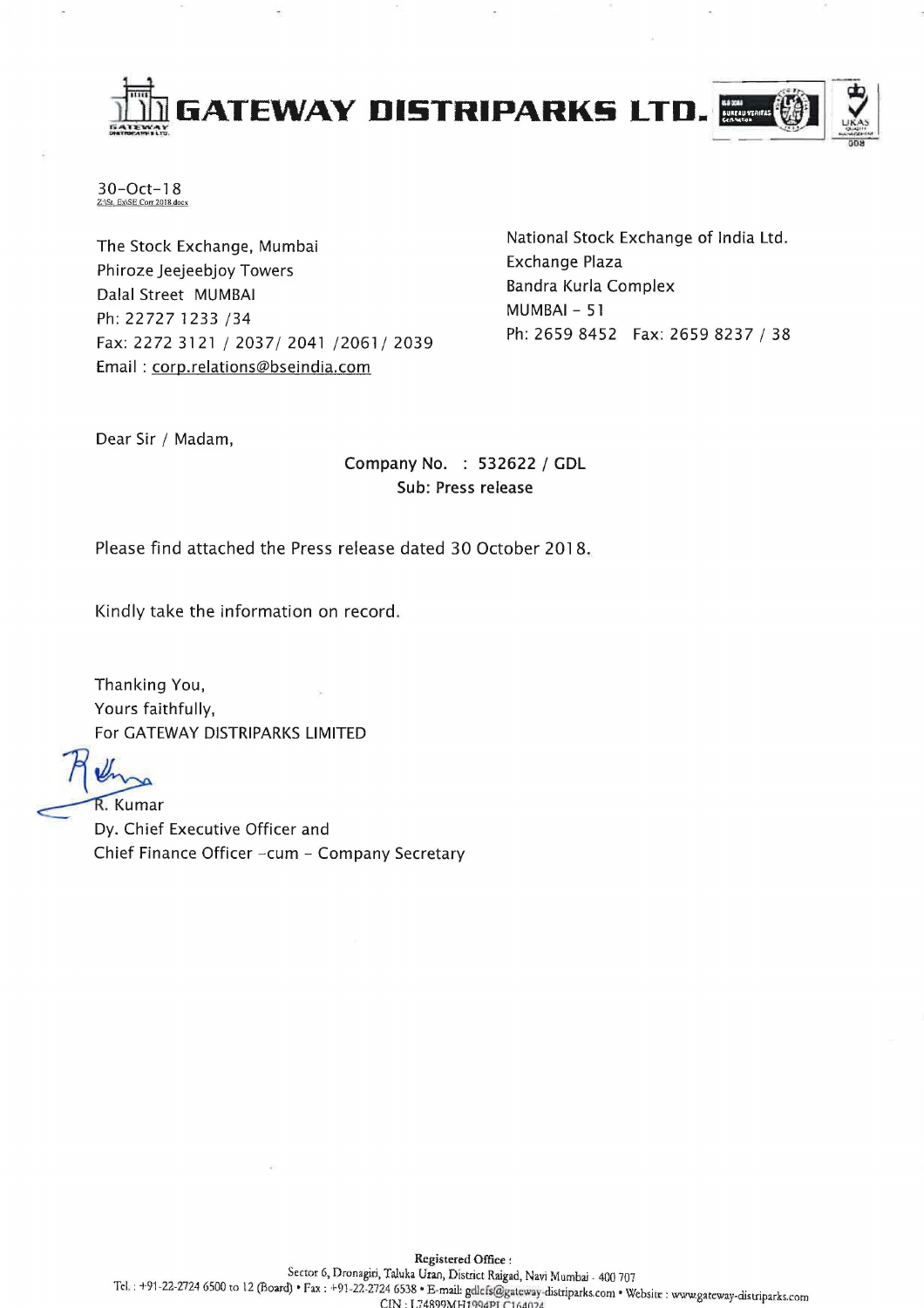# GATEWAY DISTRIPARKS LTD.

30-Oct-18

Z:\St. Ex\SE Corr 2018.docx

The Stock Exchange, Mumbai
Phiroze Jeejeebjoy Towers
Dalal Street MUMBAI
Ph: 22727 1233 /34
Fax: 2272 3121 / 2037/ 2041 /2061/ 2039
Email : corp.relations@bseindia.com

National Stock Exchange of India Ltd.
Exchange Plaza
Bandra Kurla Complex
MUMBAI – 51
Ph: 2659 8452 Fax: 2659 8237 / 38

Dear Sir / Madam,

Company No. : 532622 / GDL
Sub: Press release

Please find attached the Press release dated 30 October 2018.

Kindly take the information on record.

Thanking You,
Yours faithfully,
For GATEWAY DISTRIPARKS LIMITED

R. Kumar
Dy. Chief Executive Officer and
Chief Finance Officer -cum - Company Secretary

**Registered Office :**
Sector 6, Dronagiri, Taluka Uran, District Raigad, Navi Mumbai - 400 707
Tel. : +91-22-2724 6500 to 12 (Board) • Fax : +91-22-2724 6538 • E-mail: gdlcfs@gateway-distriparks.com • Website : www.gateway-distriparks.com
CIN : L74899MH1994PLC164024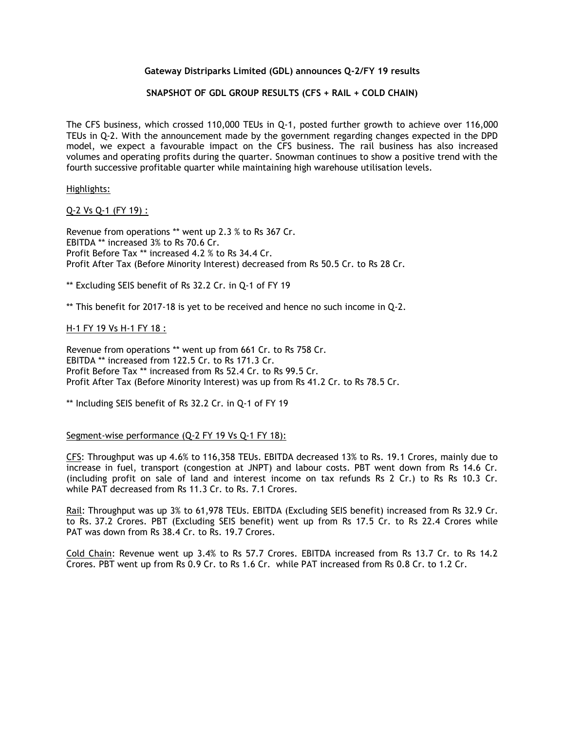**Gateway Distriparks Limited (GDL) announces Q-2/FY 19 results**

**SNAPSHOT OF GDL GROUP RESULTS (CFS + RAIL + COLD CHAIN)**

The CFS business, which crossed 110,000 TEUs in Q-1, posted further growth to achieve over 116,000 TEUs in Q-2. With the announcement made by the government regarding changes expected in the DPD model, we expect a favourable impact on the CFS business. The rail business has also increased volumes and operating profits during the quarter. Snowman continues to show a positive trend with the fourth successive profitable quarter while maintaining high warehouse utilisation levels.

Highlights:

Q-2 Vs Q-1 (FY 19) :

Revenue from operations ** went up 2.3 % to Rs 367 Cr.
EBITDA ** increased 3% to Rs 70.6 Cr.
Profit Before Tax ** increased 4.2 % to Rs 34.4 Cr.
Profit After Tax (Before Minority Interest) decreased from Rs 50.5 Cr. to Rs 28 Cr.

** Excluding SEIS benefit of Rs 32.2 Cr. in Q-1 of FY 19

** This benefit for 2017-18 is yet to be received and hence no such income in Q-2.

H-1 FY 19 Vs H-1 FY 18 :

Revenue from operations ** went up from 661 Cr. to Rs 758 Cr.
EBITDA ** increased from 122.5 Cr. to Rs 171.3 Cr.
Profit Before Tax ** increased from Rs 52.4 Cr. to Rs 99.5 Cr.
Profit After Tax (Before Minority Interest) was up from Rs 41.2 Cr. to Rs 78.5 Cr.

** Including SEIS benefit of Rs 32.2 Cr. in Q-1 of FY 19

Segment-wise performance (Q-2 FY 19 Vs Q-1 FY 18):

CFS: Throughput was up 4.6% to 116,358 TEUs. EBITDA decreased 13% to Rs. 19.1 Crores, mainly due to increase in fuel, transport (congestion at JNPT) and labour costs. PBT went down from Rs 14.6 Cr. (including profit on sale of land and interest income on tax refunds Rs 2 Cr.) to Rs Rs 10.3 Cr. while PAT decreased from Rs 11.3 Cr. to Rs. 7.1 Crores.

Rail: Throughput was up 3% to 61,978 TEUs. EBITDA (Excluding SEIS benefit) increased from Rs 32.9 Cr. to Rs. 37.2 Crores. PBT (Excluding SEIS benefit) went up from Rs 17.5 Cr. to Rs 22.4 Crores while PAT was down from Rs 38.4 Cr. to Rs. 19.7 Crores.

Cold Chain: Revenue went up 3.4% to Rs 57.7 Crores. EBITDA increased from Rs 13.7 Cr. to Rs 14.2 Crores. PBT went up from Rs 0.9 Cr. to Rs 1.6 Cr. while PAT increased from Rs 0.8 Cr. to 1.2 Cr.